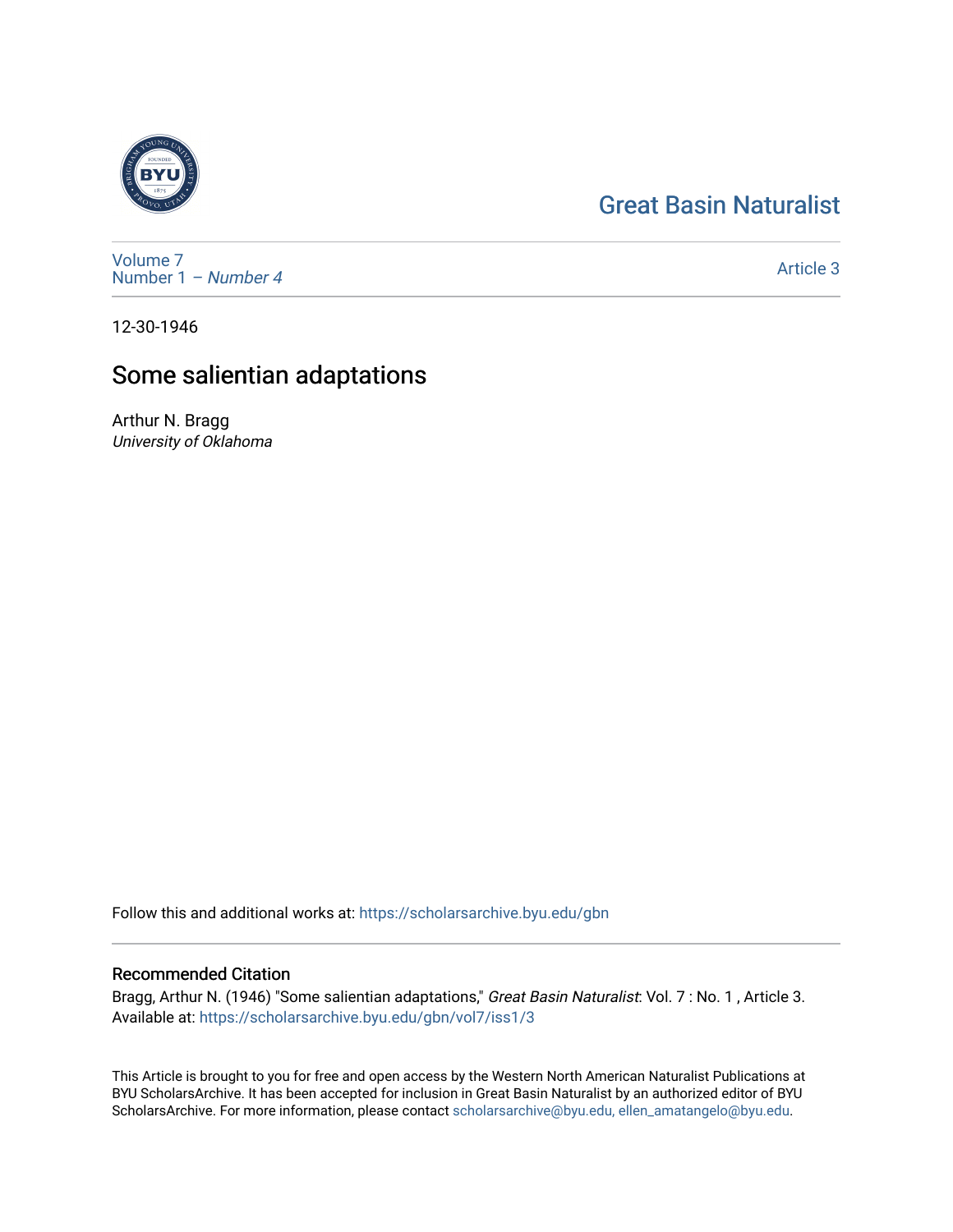Great Basin Naturalist

Volume 7
Number 1 – *Number 4*

Article 3

12-30-1946

# Some salientian adaptations

Arthur N. Bragg
*University of Oklahoma*

Follow this and additional works at: https://scholarsarchive.byu.edu/gbn

## Recommended Citation

Bragg, Arthur N. (1946) "Some salientian adaptations," *Great Basin Naturalist*: Vol. 7 : No. 1 , Article 3.
Available at: https://scholarsarchive.byu.edu/gbn/vol7/iss1/3

This Article is brought to you for free and open access by the Western North American Naturalist Publications at BYU ScholarsArchive. It has been accepted for inclusion in Great Basin Naturalist by an authorized editor of BYU ScholarsArchive. For more information, please contact scholarsarchive@byu.edu, ellen_amatangelo@byu.edu.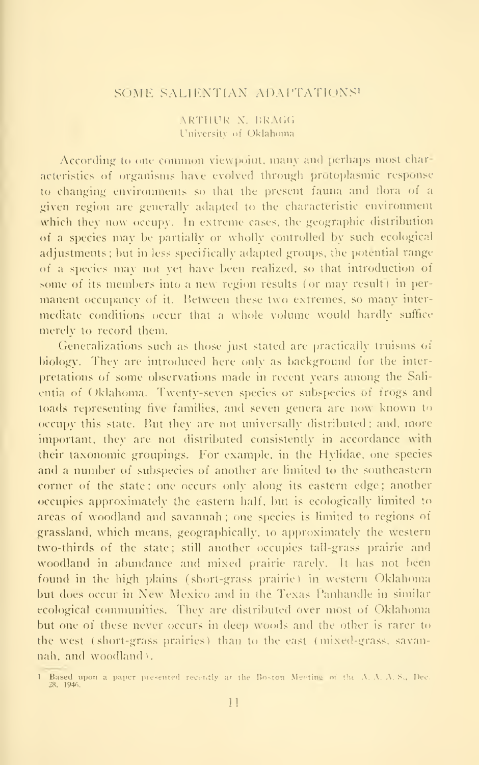## SOME SALIENTIAN ADAPTATIONS[1]

ARTHUR N. BRAGG
University of Oklahoma

According to one common viewpoint, many and perhaps most characteristics of organisms have evolved through protoplasmic response to changing environments so that the present fauna and flora of a given region are generally adapted to the characteristic environment which they now occupy. In extreme cases, the geographic distribution of a species may be partially or wholly controlled by such ecological adjustments; but in less specifically adapted groups, the potential range of a species may not yet have been realized, so that introduction of some of its members into a new region results (or may result) in permanent occupancy of it. Between these two extremes, so many intermediate conditions occur that a whole volume would hardly suffice merely to record them.

Generalizations such as those just stated are practically truisms of biology. They are introduced here only as background for the interpretations of some observations made in recent years among the Salientia of Oklahoma. Twenty-seven species or subspecies of frogs and toads representing five families, and seven genera are now known to occupy this state. But they are not universally distributed; and, more important, they are not distributed consistently in accordance with their taxonomic groupings. For example, in the Hylidae, one species and a number of subspecies of another are limited to the southeastern corner of the state; one occurs only along its eastern edge; another occupies approximately the eastern half, but is ecologically limited to areas of woodland and savannah; one species is limited to regions of grassland, which means, geographically, to approximately the western two-thirds of the state; still another occupies tall-grass prairie and woodland in abundance and mixed prairie rarely. It has not been found in the high plains (short-grass prairie) in western Oklahoma but does occur in New Mexico and in the Texas Panhandle in similar ecological communities. They are distributed over most of Oklahoma but one of these never occurs in deep woods and the other is rarer to the west (short-grass prairies) than to the east (mixed-grass, savannah, and woodland).

[1] Based upon a paper presented recently at the Boston Meeting of the A. A. A. S., Dec. 28, 1946.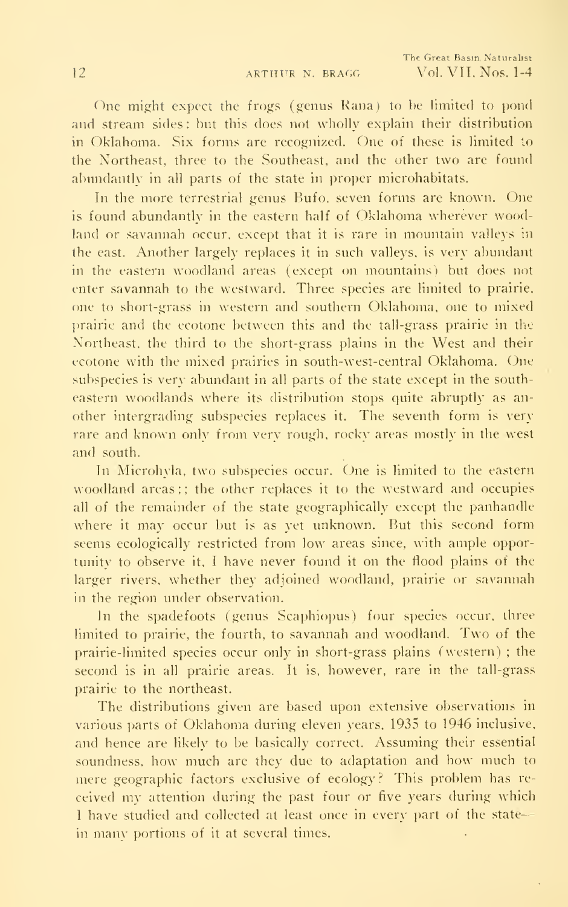One might expect the frogs (genus Rana) to be limited to pond and stream sides: but this does not wholly explain their distribution in Oklahoma. Six forms are recognized. One of these is limited to the Northeast, three to the Southeast, and the other two are found abundantly in all parts of the state in proper microhabitats.

In the more terrestrial genus Bufo, seven forms are known. One is found abundantly in the eastern half of Oklahoma wherever woodland or savannah occur, except that it is rare in mountain valleys in the east. Another largely replaces it in such valleys, is very abundant in the eastern woodland areas (except on mountains) but does not enter savannah to the westward. Three species are limited to prairie, one to short-grass in western and southern Oklahoma, one to mixed prairie and the ecotone between this and the tall-grass prairie in the Northeast, the third to the short-grass plains in the West and their ecotone with the mixed prairies in south-west-central Oklahoma. One subspecies is very abundant in all parts of the state except in the southeastern woodlands where its distribution stops quite abruptly as another intergrading subspecies replaces it. The seventh form is very rare and known only from very rough, rocky areas mostly in the west and south.

In Microhyla, two subspecies occur. One is limited to the eastern woodland areas;; the other replaces it to the westward and occupies all of the remainder of the state geographically except the panhandle where it may occur but is as yet unknown. But this second form seems ecologically restricted from low areas since, with ample opportunity to observe it, I have never found it on the flood plains of the larger rivers, whether they adjoined woodland, prairie or savannah in the region under observation.

In the spadefoots (genus Scaphiopus) four species occur, three limited to prairie, the fourth, to savannah and woodland. Two of the prairie-limited species occur only in short-grass plains (western); the second is in all prairie areas. It is, however, rare in the tall-grass prairie to the northeast.

The distributions given are based upon extensive observations in various parts of Oklahoma during eleven years, 1935 to 1946 inclusive, and hence are likely to be basically correct. Assuming their essential soundness, how much are they due to adaptation and how much to mere geographic factors exclusive of ecology? This problem has received my attention during the past four or five years during which I have studied and collected at least once in every part of the state—in many portions of it at several times.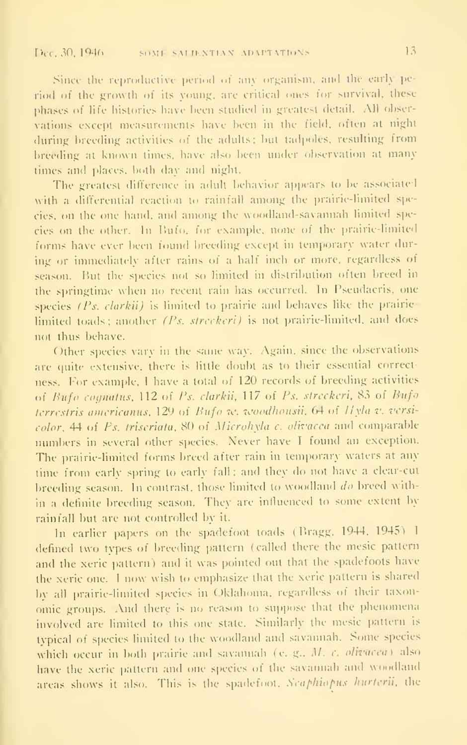Since the reproductive period of any organism, and the early period of the growth of its young, are critical ones for survival, these phases of life histories have been studied in greatest detail. All observations except measurements have been in the field, often at night during breeding activities of the adults; but tadpoles, resulting from breeding at known times, have also been under observation at many times and places, both day and night.

The greatest difference in adult behavior appears to be associated with a differential reaction to rainfall among the prairie-limited species, on the one hand, and among the woodland-savannah limited species on the other. In Bufo, for example, none of the prairie-limited forms have ever been found breeding except in temporary water during or immediately after rains of a half inch or more, regardless of season. But the species not so limited in distribution often breed in the springtime when no recent rain has occurred. In Pseudacris, one species *(Ps. clarkii)* is limited to prairie and behaves like the prairie limited toads; another *(Ps. streckeri)* is not prairie-limited, and does not thus behave.

Other species vary in the same way. Again, since the observations are quite extensive, there is little doubt as to their essential correctness. For example, I have a total of 120 records of breeding activities of *Bufo cognatus*, 112 of *Ps. clarkii*, 117 of *Ps. streckeri*, 83 of *Bufo terrestris americanus*, 129 of *Bufo w. woodhousii*, 64 of *Hyla v. versicolor*, 44 of *Ps. triseriata*, 80 of *Microhyla c. olivacea* and comparable numbers in several other species. Never have I found an exception. The prairie-limited forms breed after rain in temporary waters at any time from early spring to early fall; and they do not have a clear-cut breeding season. In contrast, those limited to woodland *do* breed within a definite breeding season. They are influenced to some extent by rainfall but are not controlled by it.

In earlier papers on the spadefoot toads (Bragg, 1944, 1945) I defined two types of breeding pattern (called there the mesic pattern and the xeric pattern) and it was pointed out that the spadefoots have the xeric one. I now wish to emphasize that the xeric pattern is shared by all prairie-limited species in Oklahoma, regardless of their taxonomic groups. And there is no reason to suppose that the phenomena involved are limited to this one state. Similarly the mesic pattern is typical of species limited to the woodland and savannah. Some species which occur in both prairie and savannah (e. g., *M. c. olivacea*) also have the xeric pattern and one species of the savannah and woodland areas shows it also. This is the spadefoot, *Scaphiopus hurterii*, the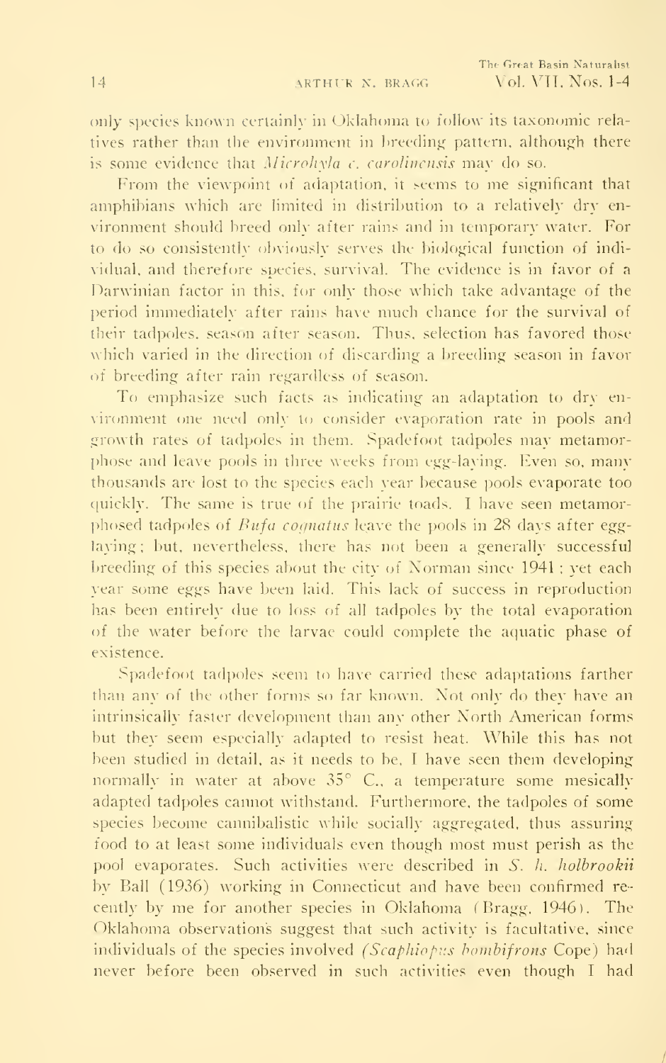only species known certainly in Oklahoma to follow its taxonomic relatives rather than the environment in breeding pattern, although there is some evidence that *Microhyla c. carolinensis* may do so.

From the viewpoint of adaptation, it seems to me significant that amphibians which are limited in distribution to a relatively dry environment should breed only after rains and in temporary water. For to do so consistently obviously serves the biological function of individual, and therefore species, survival. The evidence is in favor of a Darwinian factor in this, for only those which take advantage of the period immediately after rains have much chance for the survival of their tadpoles, season after season. Thus, selection has favored those which varied in the direction of discarding a breeding season in favor of breeding after rain regardless of season.

To emphasize such facts as indicating an adaptation to dry environment one need only to consider evaporation rate in pools and growth rates of tadpoles in them. Spadefoot tadpoles may metamorphose and leave pools in three weeks from egg-laying. Even so, many thousands are lost to the species each year because pools evaporate too quickly. The same is true of the prairie toads. I have seen metamorphosed tadpoles of *Bufo cognatus* leave the pools in 28 days after egg-laying; but, nevertheless, there has not been a generally successful breeding of this species about the city of Norman since 1941; yet each year some eggs have been laid. This lack of success in reproduction has been entirely due to loss of all tadpoles by the total evaporation of the water before the larvae could complete the aquatic phase of existence.

Spadefoot tadpoles seem to have carried these adaptations farther than any of the other forms so far known. Not only do they have an intrinsically faster development than any other North American forms but they seem especially adapted to resist heat. While this has not been studied in detail, as it needs to be, I have seen them developing normally in water at above 35° C., a temperature some mesically adapted tadpoles cannot withstand. Furthermore, the tadpoles of some species become cannibalistic while socially aggregated, thus assuring food to at least some individuals even though most must perish as the pool evaporates. Such activities were described in *S. h. holbrookii* by Ball (1936) working in Connecticut and have been confirmed recently by me for another species in Oklahoma (Bragg, 1946). The Oklahoma observations suggest that such activity is facultative, since individuals of the species involved *(Scaphiopus bombifrons* Cope) had never before been observed in such activities even though I had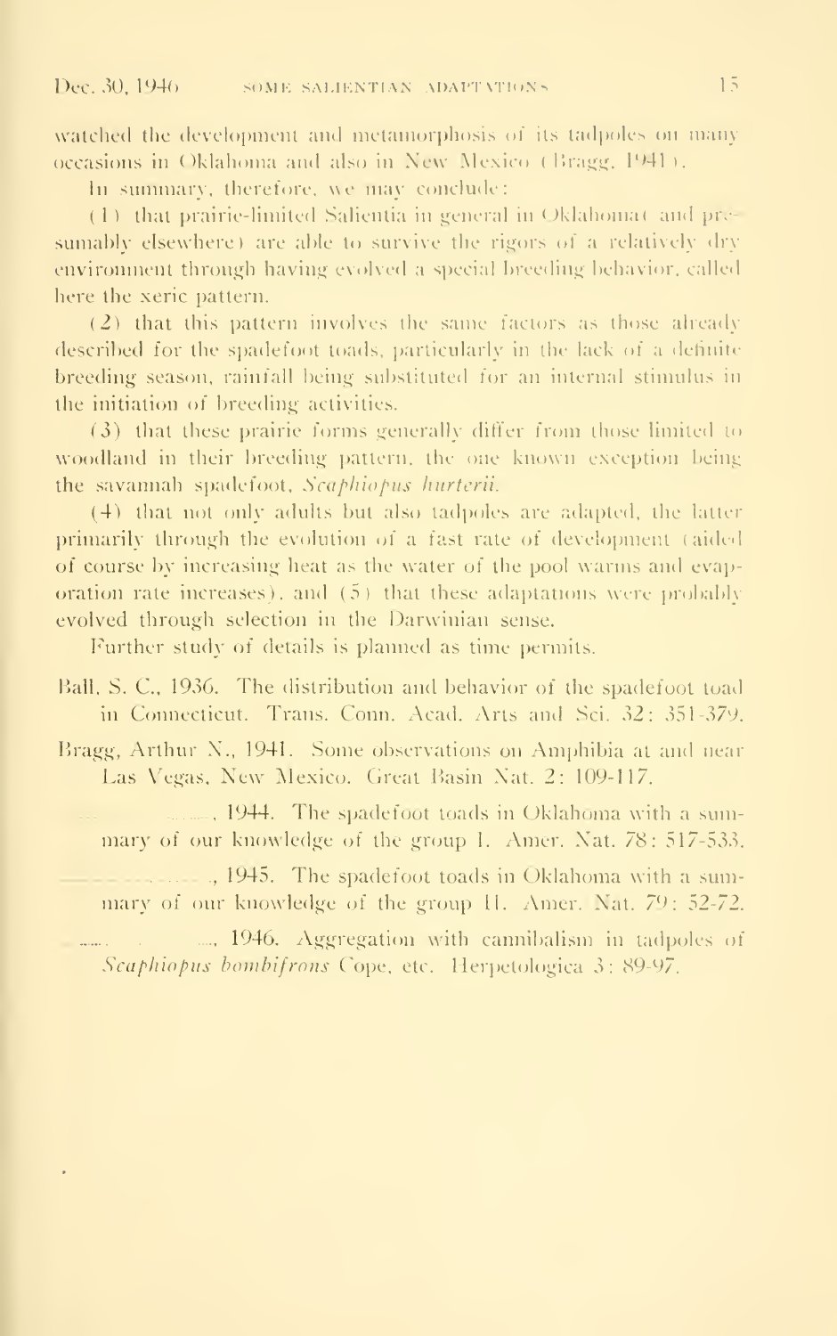watched the development and metamorphosis of its tadpoles on many occasions in Oklahoma and also in New Mexico (Bragg, 1941).

In summary, therefore, we may conclude:

(1) that prairie-limited Salientia in general in Oklahoma (and presumably elsewhere) are able to survive the rigors of a relatively dry environment through having evolved a special breeding behavior, called here the xeric pattern.

(2) that this pattern involves the same factors as those already described for the spadefoot toads, particularly in the lack of a definite breeding season, rainfall being substituted for an internal stimulus in the initiation of breeding activities.

(3) that these prairie forms generally differ from those limited to woodland in their breeding pattern, the one known exception being the savannah spadefoot, *Scaphiopus hurterii*.

(4) that not only adults but also tadpoles are adapted, the latter primarily through the evolution of a fast rate of development (aided of course by increasing heat as the water of the pool warms and evaporation rate increases), and (5) that these adaptations were probably evolved through selection in the Darwinian sense.

Further study of details is planned as time permits.

Ball, S. C., 1936. The distribution and behavior of the spadefoot toad in Connecticut. Trans. Conn. Acad. Arts and Sci. 32: 351-379.

Bragg, Arthur N., 1941. Some observations on Amphibia at and near Las Vegas, New Mexico. Great Basin Nat. 2: 109-117.

———, 1944. The spadefoot toads in Oklahoma with a summary of our knowledge of the group I. Amer. Nat. 78: 517-533.

———, 1945. The spadefoot toads in Oklahoma with a summary of our knowledge of the group II. Amer. Nat. 79: 52-72.

———, 1946. Aggregation with cannibalism in tadpoles of *Scaphiopus bombifrons* Cope, etc. Herpetologica 3: 89-97.